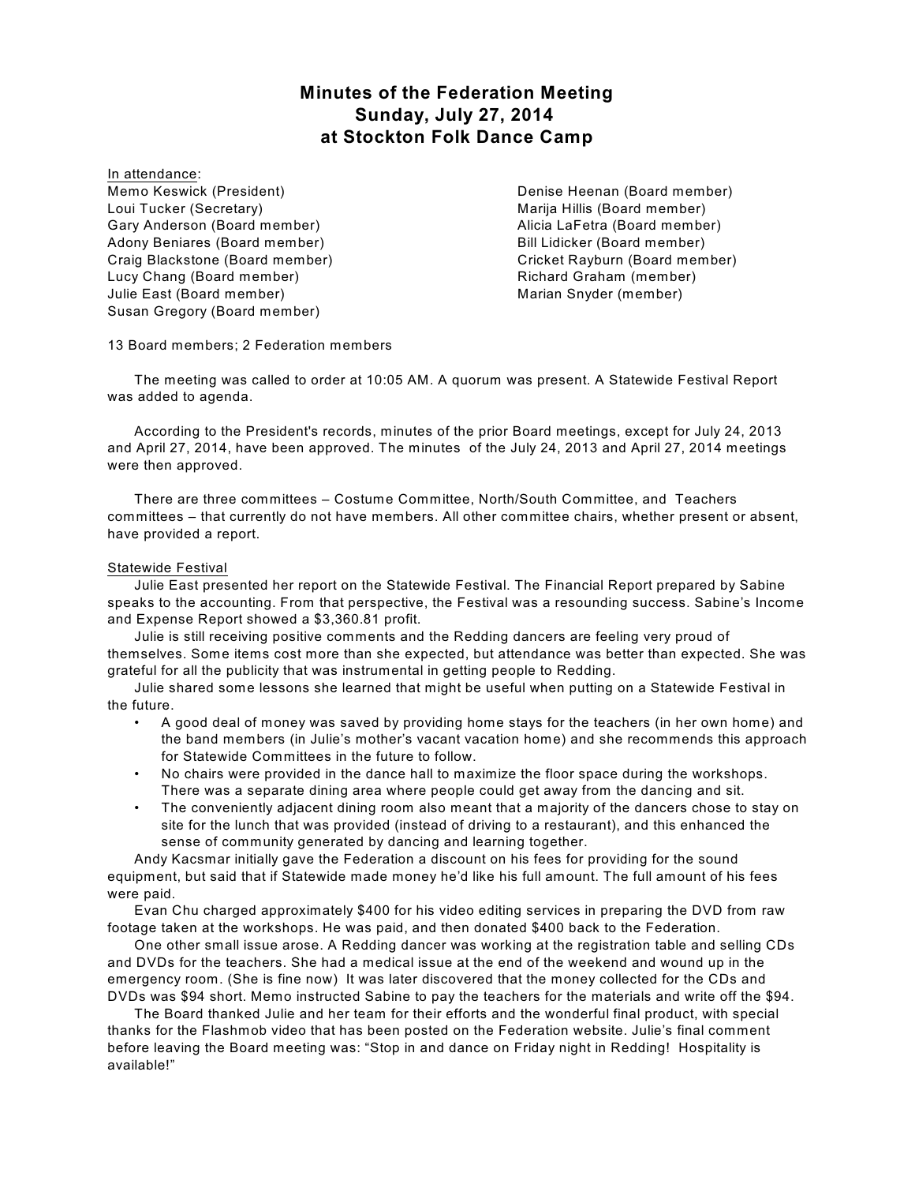# Minutes of the Federation Meeting
## Sunday, July 27, 2014
## at Stockton Folk Dance Camp

In attendance:

Memo Keswick (President)
Loui Tucker (Secretary)
Gary Anderson (Board member)
Adony Beniares (Board member)
Craig Blackstone (Board member)
Lucy Chang (Board member)
Julie East (Board member)
Susan Gregory (Board member)
Denise Heenan (Board member)
Marija Hillis (Board member)
Alicia LaFetra (Board member)
Bill Lidicker (Board member)
Cricket Rayburn (Board member)
Richard Graham (member)
Marian Snyder (member)

13 Board members; 2 Federation members

The meeting was called to order at 10:05 AM. A quorum was present. A Statewide Festival Report was added to agenda.

According to the President's records, minutes of the prior Board meetings, except for July 24, 2013 and April 27, 2014, have been approved. The minutes of the July 24, 2013 and April 27, 2014 meetings were then approved.

There are three committees – Costume Committee, North/South Committee, and Teachers committees – that currently do not have members. All other committee chairs, whether present or absent, have provided a report.

Statewide Festival

Julie East presented her report on the Statewide Festival. The Financial Report prepared by Sabine speaks to the accounting. From that perspective, the Festival was a resounding success. Sabine's Income and Expense Report showed a $3,360.81 profit.

Julie is still receiving positive comments and the Redding dancers are feeling very proud of themselves. Some items cost more than she expected, but attendance was better than expected. She was grateful for all the publicity that was instrumental in getting people to Redding.

Julie shared some lessons she learned that might be useful when putting on a Statewide Festival in the future.

- A good deal of money was saved by providing home stays for the teachers (in her own home) and the band members (in Julie's mother's vacant vacation home) and she recommends this approach for Statewide Committees in the future to follow.
- No chairs were provided in the dance hall to maximize the floor space during the workshops. There was a separate dining area where people could get away from the dancing and sit.
- The conveniently adjacent dining room also meant that a majority of the dancers chose to stay on site for the lunch that was provided (instead of driving to a restaurant), and this enhanced the sense of community generated by dancing and learning together.

Andy Kacsmar initially gave the Federation a discount on his fees for providing for the sound equipment, but said that if Statewide made money he'd like his full amount. The full amount of his fees were paid.

Evan Chu charged approximately $400 for his video editing services in preparing the DVD from raw footage taken at the workshops. He was paid, and then donated $400 back to the Federation.

One other small issue arose. A Redding dancer was working at the registration table and selling CDs and DVDs for the teachers. She had a medical issue at the end of the weekend and wound up in the emergency room. (She is fine now) It was later discovered that the money collected for the CDs and DVDs was $94 short. Memo instructed Sabine to pay the teachers for the materials and write off the $94.

The Board thanked Julie and her team for their efforts and the wonderful final product, with special thanks for the Flashmob video that has been posted on the Federation website. Julie's final comment before leaving the Board meeting was: "Stop in and dance on Friday night in Redding! Hospitality is available!"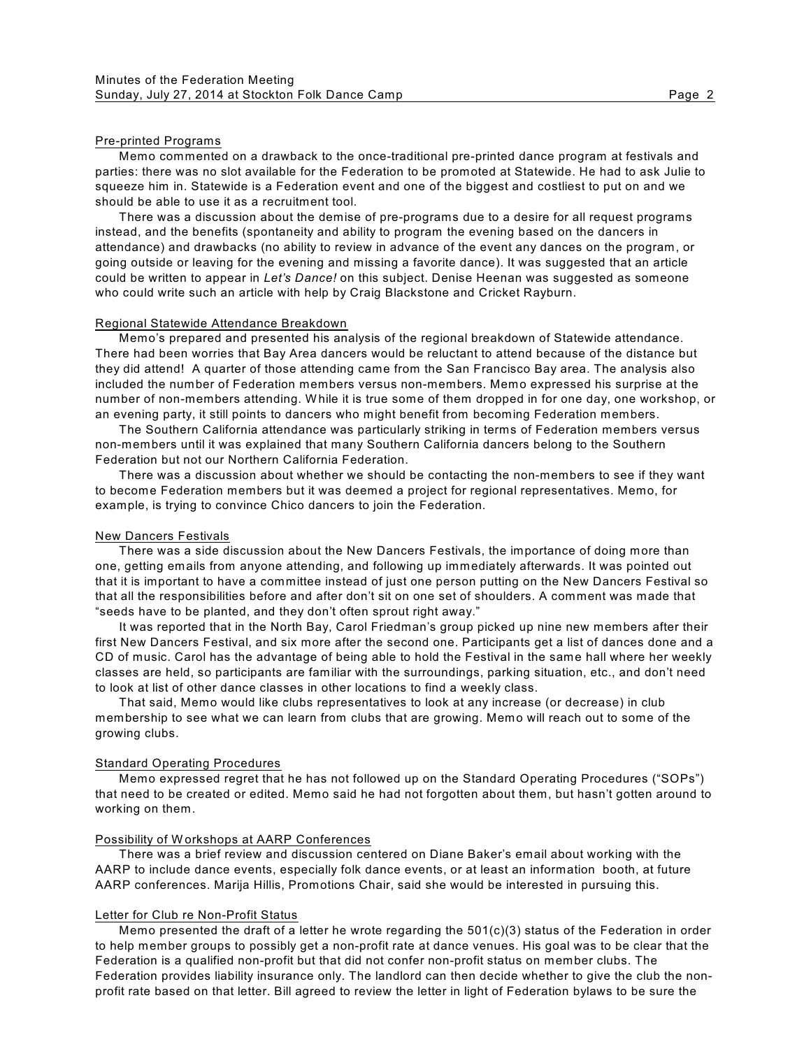## Pre-printed Programs

Memo commented on a drawback to the once-traditional pre-printed dance program at festivals and parties: there was no slot available for the Federation to be promoted at Statewide. He had to ask Julie to squeeze him in. Statewide is a Federation event and one of the biggest and costliest to put on and we should be able to use it as a recruitment tool.

There was a discussion about the demise of pre-programs due to a desire for all request programs instead, and the benefits (spontaneity and ability to program the evening based on the dancers in attendance) and drawbacks (no ability to review in advance of the event any dances on the program, or going outside or leaving for the evening and missing a favorite dance). It was suggested that an article could be written to appear in *Let's Dance!* on this subject. Denise Heenan was suggested as someone who could write such an article with help by Craig Blackstone and Cricket Rayburn.

## Regional Statewide Attendance Breakdown

Memo's prepared and presented his analysis of the regional breakdown of Statewide attendance. There had been worries that Bay Area dancers would be reluctant to attend because of the distance but they did attend! A quarter of those attending came from the San Francisco Bay area. The analysis also included the number of Federation members versus non-members. Memo expressed his surprise at the number of non-members attending. While it is true some of them dropped in for one day, one workshop, or an evening party, it still points to dancers who might benefit from becoming Federation members.

The Southern California attendance was particularly striking in terms of Federation members versus non-members until it was explained that many Southern California dancers belong to the Southern Federation but not our Northern California Federation.

There was a discussion about whether we should be contacting the non-members to see if they want to become Federation members but it was deemed a project for regional representatives. Memo, for example, is trying to convince Chico dancers to join the Federation.

## New Dancers Festivals

There was a side discussion about the New Dancers Festivals, the importance of doing more than one, getting emails from anyone attending, and following up immediately afterwards. It was pointed out that it is important to have a committee instead of just one person putting on the New Dancers Festival so that all the responsibilities before and after don't sit on one set of shoulders. A comment was made that "seeds have to be planted, and they don't often sprout right away."

It was reported that in the North Bay, Carol Friedman's group picked up nine new members after their first New Dancers Festival, and six more after the second one. Participants get a list of dances done and a CD of music. Carol has the advantage of being able to hold the Festival in the same hall where her weekly classes are held, so participants are familiar with the surroundings, parking situation, etc., and don't need to look at list of other dance classes in other locations to find a weekly class.

That said, Memo would like clubs representatives to look at any increase (or decrease) in club membership to see what we can learn from clubs that are growing. Memo will reach out to some of the growing clubs.

## Standard Operating Procedures

Memo expressed regret that he has not followed up on the Standard Operating Procedures ("SOPs") that need to be created or edited. Memo said he had not forgotten about them, but hasn't gotten around to working on them.

## Possibility of Workshops at AARP Conferences

There was a brief review and discussion centered on Diane Baker's email about working with the AARP to include dance events, especially folk dance events, or at least an information booth, at future AARP conferences. Marija Hillis, Promotions Chair, said she would be interested in pursuing this.

## Letter for Club re Non-Profit Status

Memo presented the draft of a letter he wrote regarding the 501(c)(3) status of the Federation in order to help member groups to possibly get a non-profit rate at dance venues. His goal was to be clear that the Federation is a qualified non-profit but that did not confer non-profit status on member clubs. The Federation provides liability insurance only. The landlord can then decide whether to give the club the non-profit rate based on that letter. Bill agreed to review the letter in light of Federation bylaws to be sure the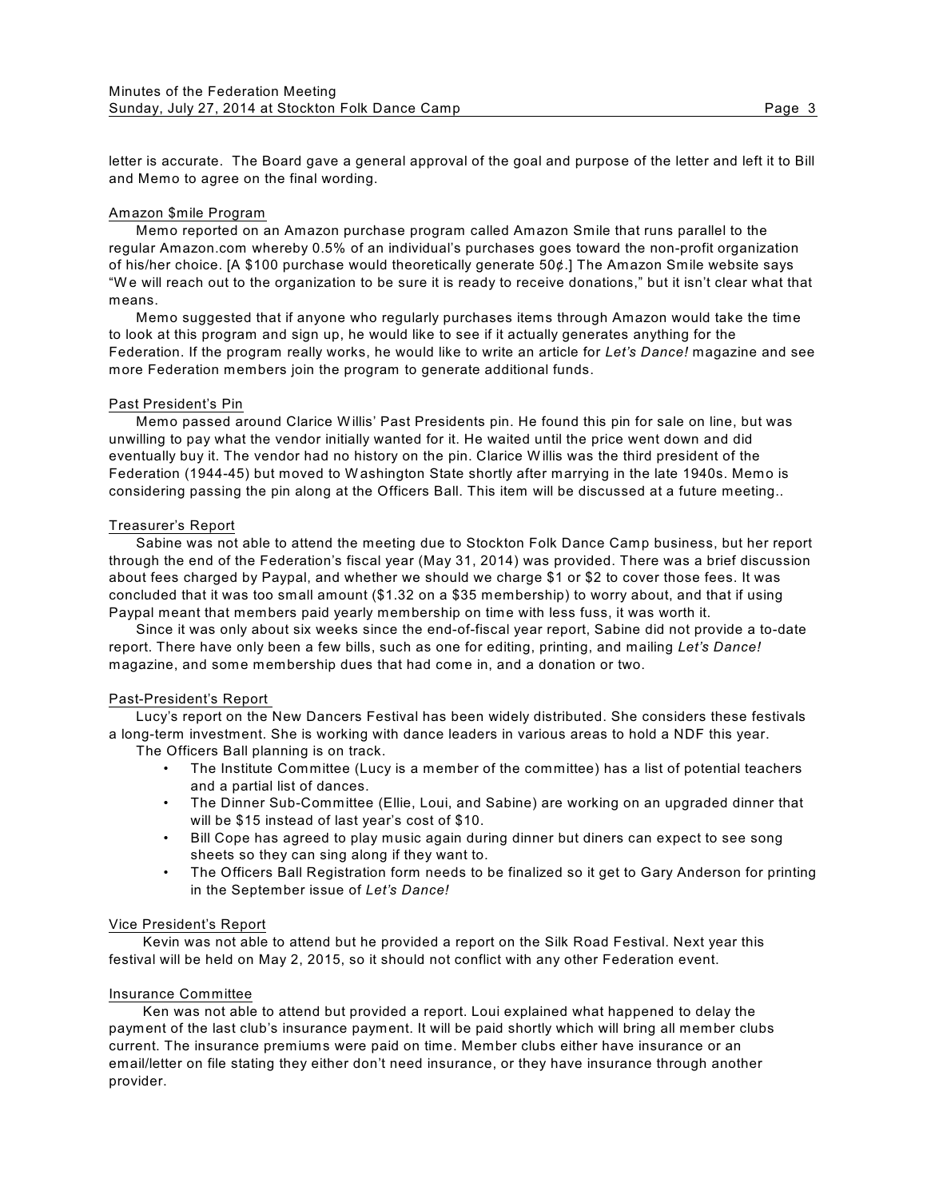letter is accurate. The Board gave a general approval of the goal and purpose of the letter and left it to Bill and Memo to agree on the final wording.

### Amazon $mile Program

Memo reported on an Amazon purchase program called Amazon Smile that runs parallel to the regular Amazon.com whereby 0.5% of an individual's purchases goes toward the non-profit organization of his/her choice. [A $100 purchase would theoretically generate 50¢.] The Amazon Smile website says "We will reach out to the organization to be sure it is ready to receive donations," but it isn't clear what that means.

Memo suggested that if anyone who regularly purchases items through Amazon would take the time to look at this program and sign up, he would like to see if it actually generates anything for the Federation. If the program really works, he would like to write an article for *Let's Dance!* magazine and see more Federation members join the program to generate additional funds.

### Past President's Pin

Memo passed around Clarice Willis' Past Presidents pin. He found this pin for sale on line, but was unwilling to pay what the vendor initially wanted for it. He waited until the price went down and did eventually buy it. The vendor had no history on the pin. Clarice Willis was the third president of the Federation (1944-45) but moved to Washington State shortly after marrying in the late 1940s. Memo is considering passing the pin along at the Officers Ball. This item will be discussed at a future meeting..

### Treasurer's Report

Sabine was not able to attend the meeting due to Stockton Folk Dance Camp business, but her report through the end of the Federation's fiscal year (May 31, 2014) was provided. There was a brief discussion about fees charged by Paypal, and whether we should we charge $1 or $2 to cover those fees. It was concluded that it was too small amount ($1.32 on a $35 membership) to worry about, and that if using Paypal meant that members paid yearly membership on time with less fuss, it was worth it.

Since it was only about six weeks since the end-of-fiscal year report, Sabine did not provide a to-date report. There have only been a few bills, such as one for editing, printing, and mailing *Let's Dance!* magazine, and some membership dues that had come in, and a donation or two.

### Past-President's Report

Lucy's report on the New Dancers Festival has been widely distributed. She considers these festivals a long-term investment. She is working with dance leaders in various areas to hold a NDF this year.

The Officers Ball planning is on track.

- The Institute Committee (Lucy is a member of the committee) has a list of potential teachers and a partial list of dances.
- The Dinner Sub-Committee (Ellie, Loui, and Sabine) are working on an upgraded dinner that will be $15 instead of last year's cost of $10.
- Bill Cope has agreed to play music again during dinner but diners can expect to see song sheets so they can sing along if they want to.
- The Officers Ball Registration form needs to be finalized so it get to Gary Anderson for printing in the September issue of *Let's Dance!*

### Vice President's Report

Kevin was not able to attend but he provided a report on the Silk Road Festival. Next year this festival will be held on May 2, 2015, so it should not conflict with any other Federation event.

### Insurance Committee

Ken was not able to attend but provided a report. Loui explained what happened to delay the payment of the last club's insurance payment. It will be paid shortly which will bring all member clubs current. The insurance premiums were paid on time. Member clubs either have insurance or an email/letter on file stating they either don't need insurance, or they have insurance through another provider.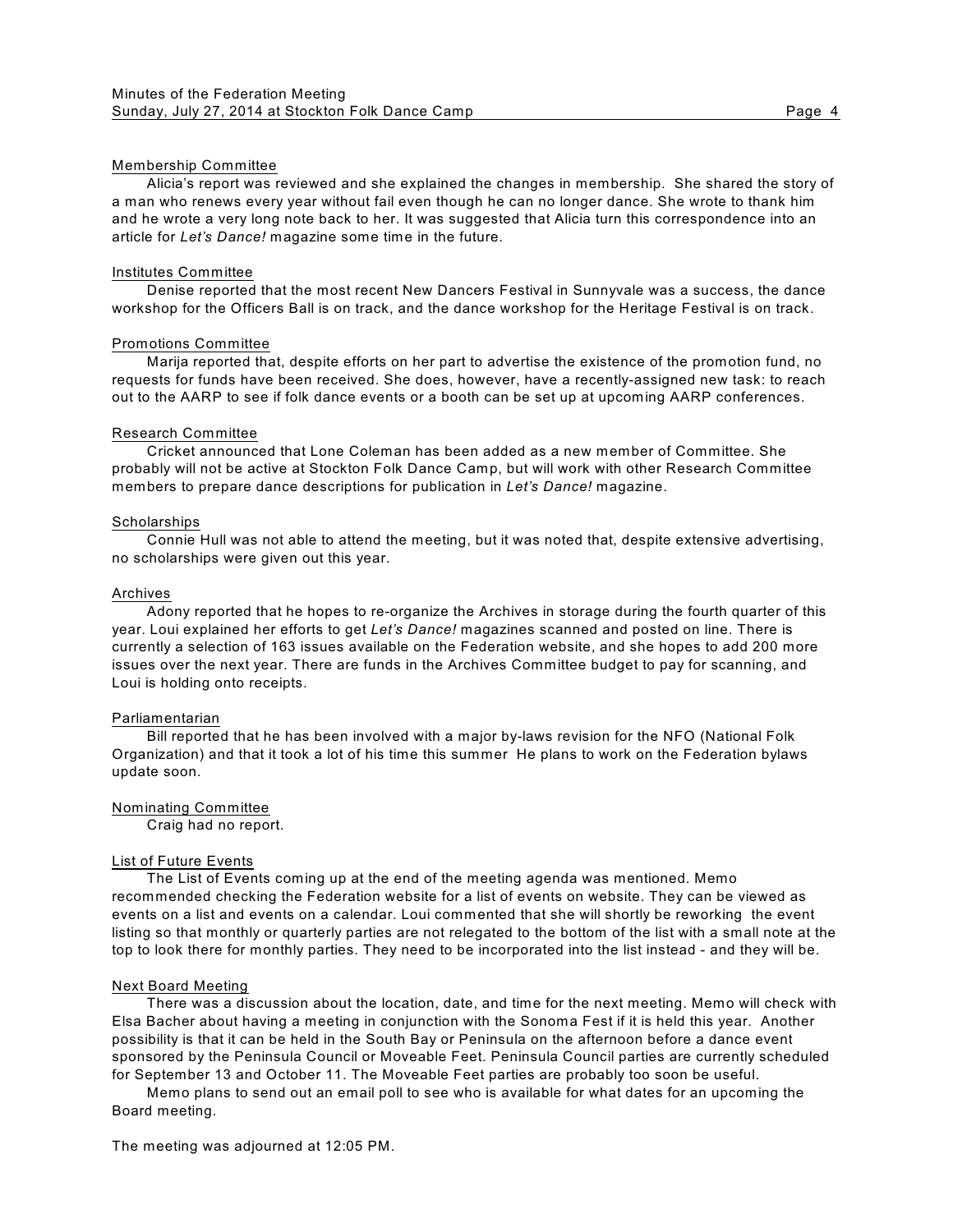Membership Committee

Alicia's report was reviewed and she explained the changes in membership. She shared the story of a man who renews every year without fail even though he can no longer dance. She wrote to thank him and he wrote a very long note back to her. It was suggested that Alicia turn this correspondence into an article for *Let's Dance!* magazine some time in the future.

Institutes Committee

Denise reported that the most recent New Dancers Festival in Sunnyvale was a success, the dance workshop for the Officers Ball is on track, and the dance workshop for the Heritage Festival is on track.

Promotions Committee

Marija reported that, despite efforts on her part to advertise the existence of the promotion fund, no requests for funds have been received. She does, however, have a recently-assigned new task: to reach out to the AARP to see if folk dance events or a booth can be set up at upcoming AARP conferences.

Research Committee

Cricket announced that Lone Coleman has been added as a new member of Committee. She probably will not be active at Stockton Folk Dance Camp, but will work with other Research Committee members to prepare dance descriptions for publication in *Let's Dance!* magazine.

Scholarships

Connie Hull was not able to attend the meeting, but it was noted that, despite extensive advertising, no scholarships were given out this year.

Archives

Adony reported that he hopes to re-organize the Archives in storage during the fourth quarter of this year. Loui explained her efforts to get *Let's Dance!* magazines scanned and posted on line. There is currently a selection of 163 issues available on the Federation website, and she hopes to add 200 more issues over the next year. There are funds in the Archives Committee budget to pay for scanning, and Loui is holding onto receipts.

Parliamentarian

Bill reported that he has been involved with a major by-laws revision for the NFO (National Folk Organization) and that it took a lot of his time this summer He plans to work on the Federation bylaws update soon.

Nominating Committee

Craig had no report.

List of Future Events

The List of Events coming up at the end of the meeting agenda was mentioned. Memo recommended checking the Federation website for a list of events on website. They can be viewed as events on a list and events on a calendar. Loui commented that she will shortly be reworking the event listing so that monthly or quarterly parties are not relegated to the bottom of the list with a small note at the top to look there for monthly parties. They need to be incorporated into the list instead - and they will be.

Next Board Meeting

There was a discussion about the location, date, and time for the next meeting. Memo will check with Elsa Bacher about having a meeting in conjunction with the Sonoma Fest if it is held this year. Another possibility is that it can be held in the South Bay or Peninsula on the afternoon before a dance event sponsored by the Peninsula Council or Moveable Feet. Peninsula Council parties are currently scheduled for September 13 and October 11. The Moveable Feet parties are probably too soon be useful.

Memo plans to send out an email poll to see who is available for what dates for an upcoming the Board meeting.

The meeting was adjourned at 12:05 PM.